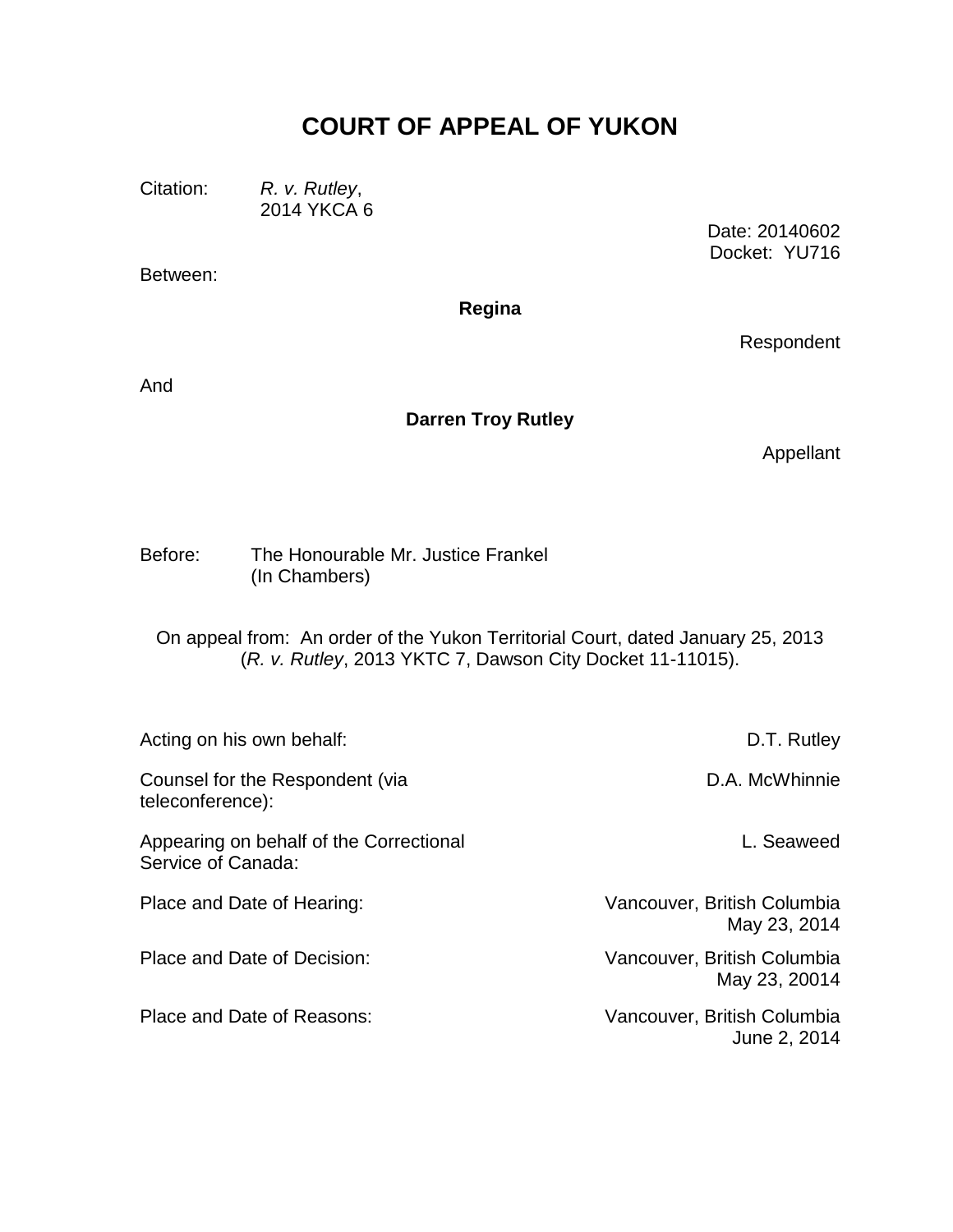# COURT OF APPEAL OF YUKON

Citation: *R. v. Rutley*,
2014 YKCA 6

Date: 20140602
Docket: YU716

Between:

**Regina**

Respondent

And

**Darren Troy Rutley**

Appellant

Before: The Honourable Mr. Justice Frankel
(In Chambers)

On appeal from: An order of the Yukon Territorial Court, dated January 25, 2013
(*R. v. Rutley*, 2013 YKTC 7, Dawson City Docket 11-11015).

| | |
|---|---|
| Acting on his own behalf: | D.T. Rutley |
| Counsel for the Respondent (via teleconference): | D.A. McWhinnie |
| Appearing on behalf of the Correctional Service of Canada: | L. Seaweed |
| Place and Date of Hearing: | Vancouver, British Columbia<br>May 23, 2014 |
| Place and Date of Decision: | Vancouver, British Columbia<br>May 23, 20014 |
| Place and Date of Reasons: | Vancouver, British Columbia<br>June 2, 2014 |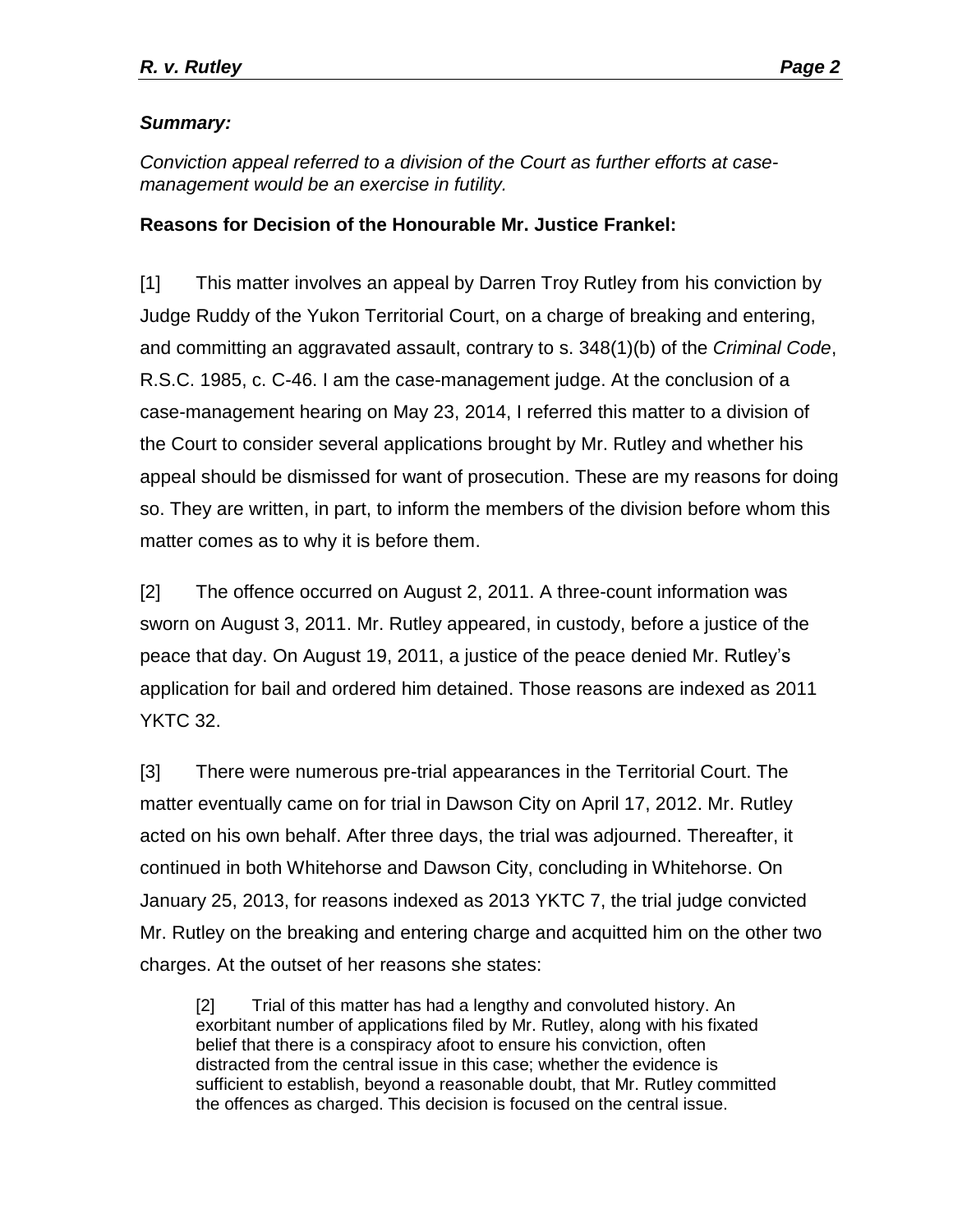***Summary:***

*Conviction appeal referred to a division of the Court as further efforts at case-management would be an exercise in futility.*

**Reasons for Decision of the Honourable Mr. Justice Frankel:**

[1] This matter involves an appeal by Darren Troy Rutley from his conviction by Judge Ruddy of the Yukon Territorial Court, on a charge of breaking and entering, and committing an aggravated assault, contrary to s. 348(1)(b) of the *Criminal Code*, R.S.C. 1985, c. C-46. I am the case-management judge. At the conclusion of a case-management hearing on May 23, 2014, I referred this matter to a division of the Court to consider several applications brought by Mr. Rutley and whether his appeal should be dismissed for want of prosecution. These are my reasons for doing so. They are written, in part, to inform the members of the division before whom this matter comes as to why it is before them.

[2] The offence occurred on August 2, 2011. A three-count information was sworn on August 3, 2011. Mr. Rutley appeared, in custody, before a justice of the peace that day. On August 19, 2011, a justice of the peace denied Mr. Rutley's application for bail and ordered him detained. Those reasons are indexed as 2011 YKTC 32.

[3] There were numerous pre-trial appearances in the Territorial Court. The matter eventually came on for trial in Dawson City on April 17, 2012. Mr. Rutley acted on his own behalf. After three days, the trial was adjourned. Thereafter, it continued in both Whitehorse and Dawson City, concluding in Whitehorse. On January 25, 2013, for reasons indexed as 2013 YKTC 7, the trial judge convicted Mr. Rutley on the breaking and entering charge and acquitted him on the other two charges. At the outset of her reasons she states:

> [2] Trial of this matter has had a lengthy and convoluted history. An exorbitant number of applications filed by Mr. Rutley, along with his fixated belief that there is a conspiracy afoot to ensure his conviction, often distracted from the central issue in this case; whether the evidence is sufficient to establish, beyond a reasonable doubt, that Mr. Rutley committed the offences as charged. This decision is focused on the central issue.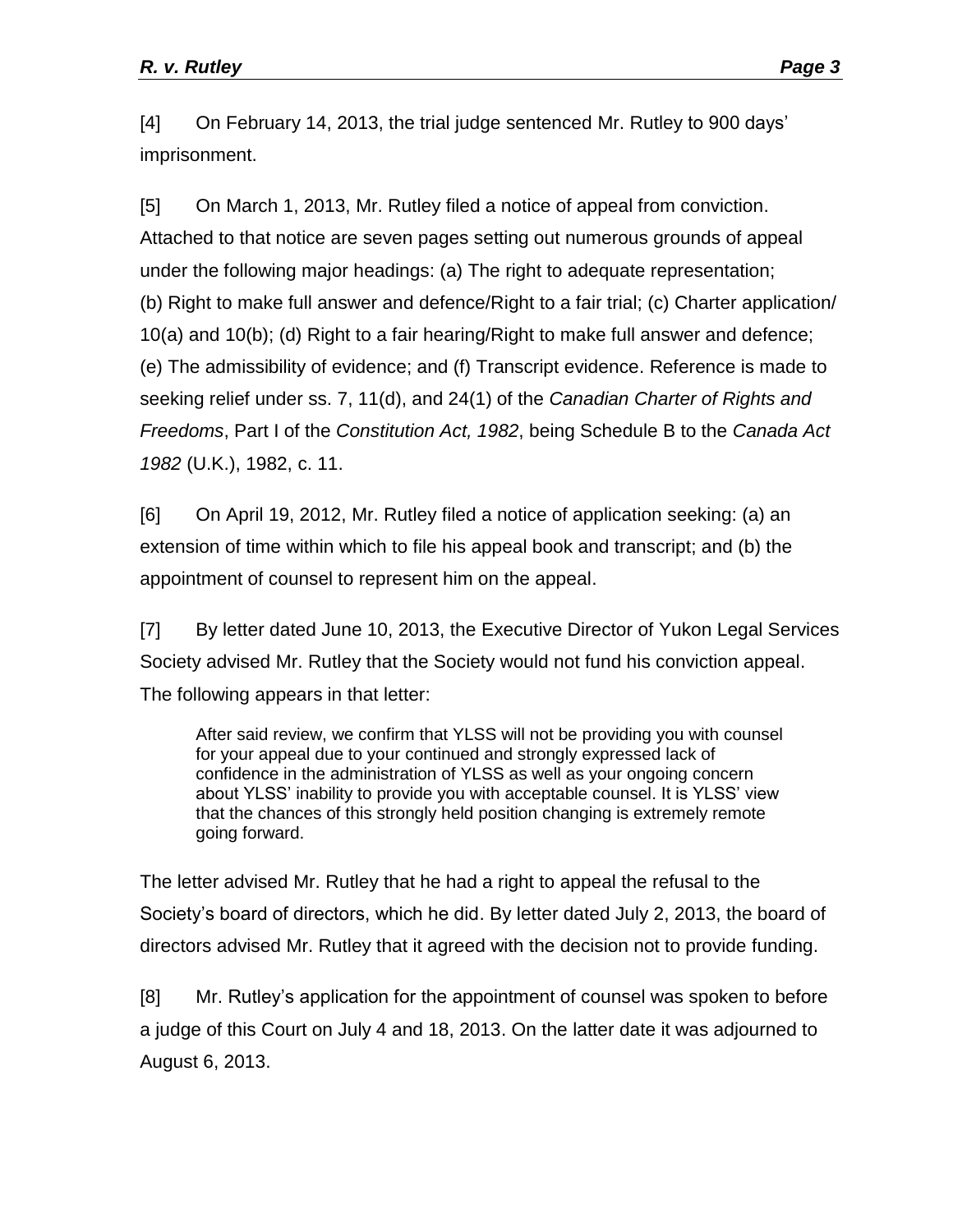[4] On February 14, 2013, the trial judge sentenced Mr. Rutley to 900 days' imprisonment.

[5] On March 1, 2013, Mr. Rutley filed a notice of appeal from conviction. Attached to that notice are seven pages setting out numerous grounds of appeal under the following major headings: (a) The right to adequate representation; (b) Right to make full answer and defence/Right to a fair trial; (c) Charter application/ 10(a) and 10(b); (d) Right to a fair hearing/Right to make full answer and defence; (e) The admissibility of evidence; and (f) Transcript evidence. Reference is made to seeking relief under ss. 7, 11(d), and 24(1) of the *Canadian Charter of Rights and Freedoms*, Part I of the *Constitution Act, 1982*, being Schedule B to the *Canada Act 1982* (U.K.), 1982, c. 11.

[6] On April 19, 2012, Mr. Rutley filed a notice of application seeking: (a) an extension of time within which to file his appeal book and transcript; and (b) the appointment of counsel to represent him on the appeal.

[7] By letter dated June 10, 2013, the Executive Director of Yukon Legal Services Society advised Mr. Rutley that the Society would not fund his conviction appeal. The following appears in that letter:

> After said review, we confirm that YLSS will not be providing you with counsel for your appeal due to your continued and strongly expressed lack of confidence in the administration of YLSS as well as your ongoing concern about YLSS' inability to provide you with acceptable counsel. It is YLSS' view that the chances of this strongly held position changing is extremely remote going forward.

The letter advised Mr. Rutley that he had a right to appeal the refusal to the Society's board of directors, which he did. By letter dated July 2, 2013, the board of directors advised Mr. Rutley that it agreed with the decision not to provide funding.

[8] Mr. Rutley's application for the appointment of counsel was spoken to before a judge of this Court on July 4 and 18, 2013. On the latter date it was adjourned to August 6, 2013.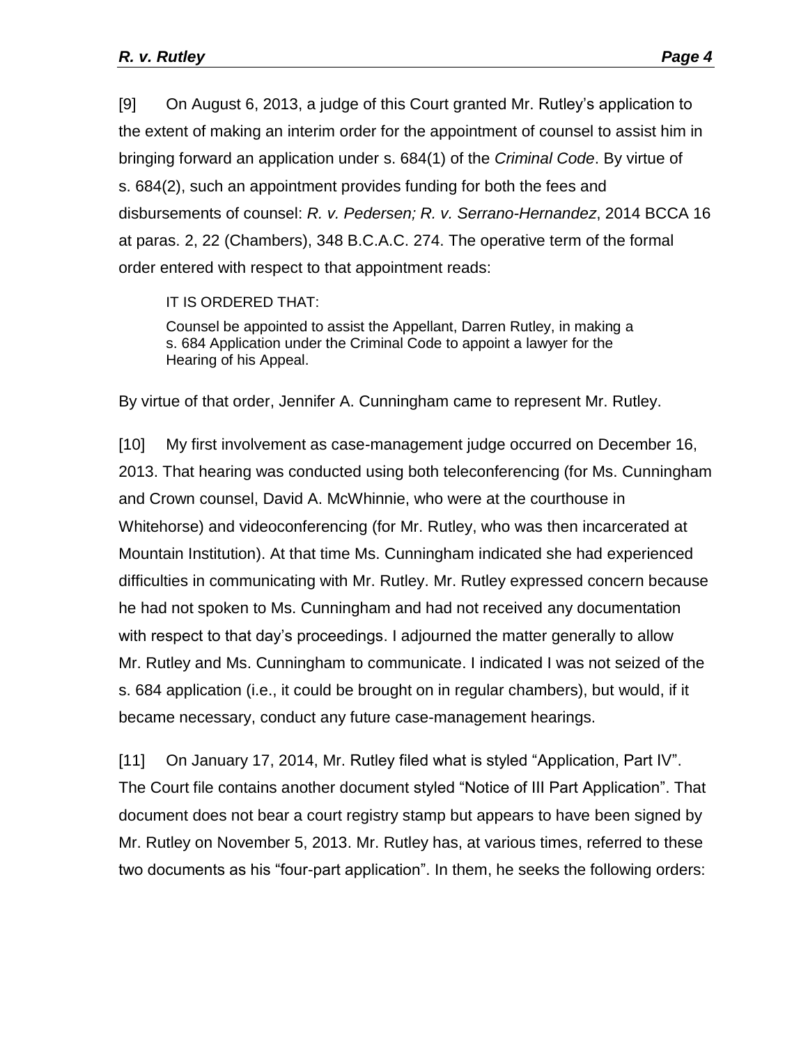[9] On August 6, 2013, a judge of this Court granted Mr. Rutley's application to the extent of making an interim order for the appointment of counsel to assist him in bringing forward an application under s. 684(1) of the *Criminal Code*. By virtue of s. 684(2), such an appointment provides funding for both the fees and disbursements of counsel: *R. v. Pedersen; R. v. Serrano-Hernandez*, 2014 BCCA 16 at paras. 2, 22 (Chambers), 348 B.C.A.C. 274. The operative term of the formal order entered with respect to that appointment reads:

> IT IS ORDERED THAT:
>
> Counsel be appointed to assist the Appellant, Darren Rutley, in making a s. 684 Application under the Criminal Code to appoint a lawyer for the Hearing of his Appeal.

By virtue of that order, Jennifer A. Cunningham came to represent Mr. Rutley.

[10] My first involvement as case-management judge occurred on December 16, 2013. That hearing was conducted using both teleconferencing (for Ms. Cunningham and Crown counsel, David A. McWhinnie, who were at the courthouse in Whitehorse) and videoconferencing (for Mr. Rutley, who was then incarcerated at Mountain Institution). At that time Ms. Cunningham indicated she had experienced difficulties in communicating with Mr. Rutley. Mr. Rutley expressed concern because he had not spoken to Ms. Cunningham and had not received any documentation with respect to that day's proceedings. I adjourned the matter generally to allow Mr. Rutley and Ms. Cunningham to communicate. I indicated I was not seized of the s. 684 application (i.e., it could be brought on in regular chambers), but would, if it became necessary, conduct any future case-management hearings.

[11] On January 17, 2014, Mr. Rutley filed what is styled "Application, Part IV". The Court file contains another document styled "Notice of III Part Application". That document does not bear a court registry stamp but appears to have been signed by Mr. Rutley on November 5, 2013. Mr. Rutley has, at various times, referred to these two documents as his "four-part application". In them, he seeks the following orders: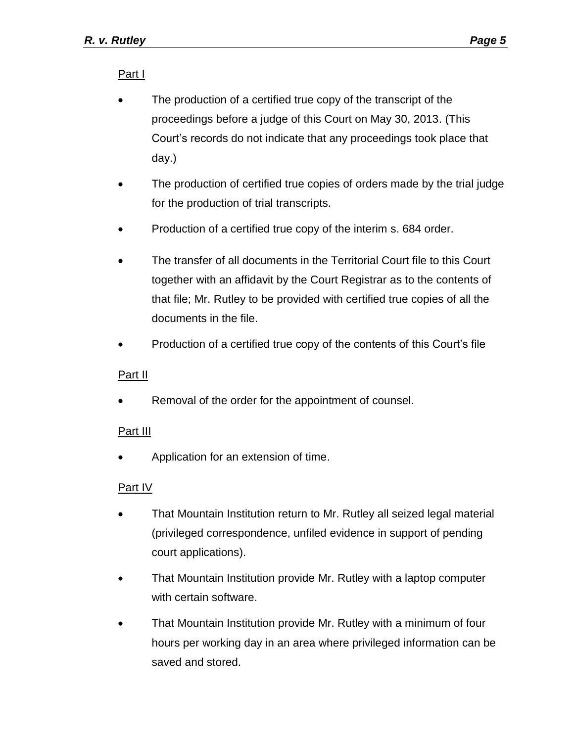Part I

- The production of a certified true copy of the transcript of the proceedings before a judge of this Court on May 30, 2013. (This Court's records do not indicate that any proceedings took place that day.)
- The production of certified true copies of orders made by the trial judge for the production of trial transcripts.
- Production of a certified true copy of the interim s. 684 order.
- The transfer of all documents in the Territorial Court file to this Court together with an affidavit by the Court Registrar as to the contents of that file; Mr. Rutley to be provided with certified true copies of all the documents in the file.
- Production of a certified true copy of the contents of this Court's file

Part II

- Removal of the order for the appointment of counsel.

Part III

- Application for an extension of time.

Part IV

- That Mountain Institution return to Mr. Rutley all seized legal material (privileged correspondence, unfiled evidence in support of pending court applications).
- That Mountain Institution provide Mr. Rutley with a laptop computer with certain software.
- That Mountain Institution provide Mr. Rutley with a minimum of four hours per working day in an area where privileged information can be saved and stored.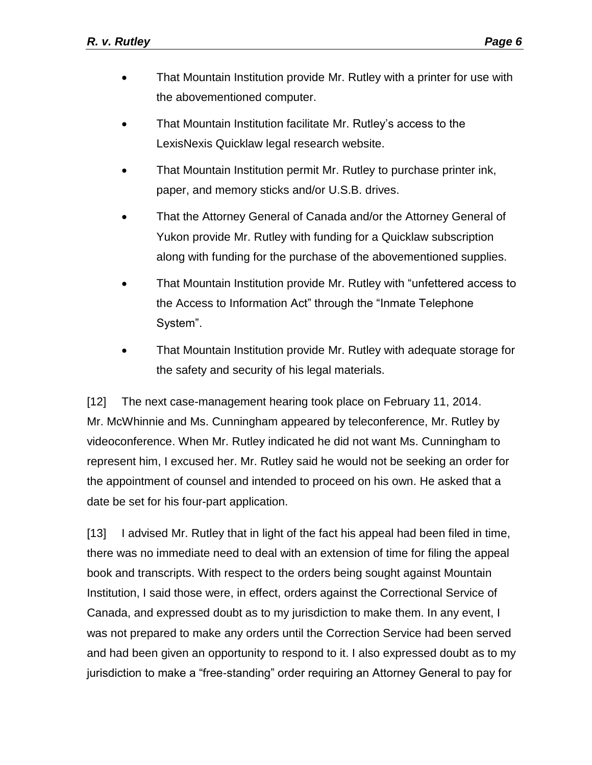- That Mountain Institution provide Mr. Rutley with a printer for use with the abovementioned computer.
- That Mountain Institution facilitate Mr. Rutley's access to the LexisNexis Quicklaw legal research website.
- That Mountain Institution permit Mr. Rutley to purchase printer ink, paper, and memory sticks and/or U.S.B. drives.
- That the Attorney General of Canada and/or the Attorney General of Yukon provide Mr. Rutley with funding for a Quicklaw subscription along with funding for the purchase of the abovementioned supplies.
- That Mountain Institution provide Mr. Rutley with "unfettered access to the Access to Information Act" through the "Inmate Telephone System".
- That Mountain Institution provide Mr. Rutley with adequate storage for the safety and security of his legal materials.

[12] The next case-management hearing took place on February 11, 2014. Mr. McWhinnie and Ms. Cunningham appeared by teleconference, Mr. Rutley by videoconference. When Mr. Rutley indicated he did not want Ms. Cunningham to represent him, I excused her. Mr. Rutley said he would not be seeking an order for the appointment of counsel and intended to proceed on his own. He asked that a date be set for his four-part application.

[13] I advised Mr. Rutley that in light of the fact his appeal had been filed in time, there was no immediate need to deal with an extension of time for filing the appeal book and transcripts. With respect to the orders being sought against Mountain Institution, I said those were, in effect, orders against the Correctional Service of Canada, and expressed doubt as to my jurisdiction to make them. In any event, I was not prepared to make any orders until the Correction Service had been served and had been given an opportunity to respond to it. I also expressed doubt as to my jurisdiction to make a "free-standing" order requiring an Attorney General to pay for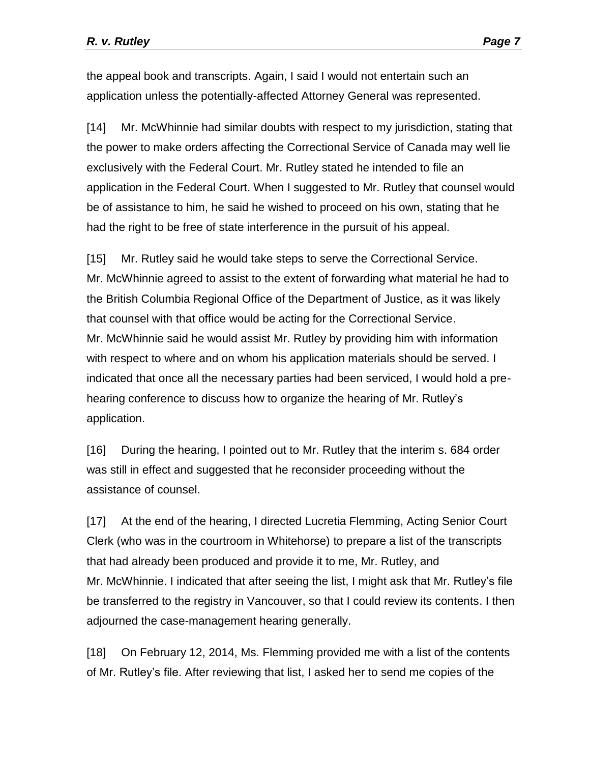the appeal book and transcripts. Again, I said I would not entertain such an application unless the potentially-affected Attorney General was represented.

[14] Mr. McWhinnie had similar doubts with respect to my jurisdiction, stating that the power to make orders affecting the Correctional Service of Canada may well lie exclusively with the Federal Court. Mr. Rutley stated he intended to file an application in the Federal Court. When I suggested to Mr. Rutley that counsel would be of assistance to him, he said he wished to proceed on his own, stating that he had the right to be free of state interference in the pursuit of his appeal.

[15] Mr. Rutley said he would take steps to serve the Correctional Service. Mr. McWhinnie agreed to assist to the extent of forwarding what material he had to the British Columbia Regional Office of the Department of Justice, as it was likely that counsel with that office would be acting for the Correctional Service. Mr. McWhinnie said he would assist Mr. Rutley by providing him with information with respect to where and on whom his application materials should be served. I indicated that once all the necessary parties had been serviced, I would hold a pre-hearing conference to discuss how to organize the hearing of Mr. Rutley's application.

[16] During the hearing, I pointed out to Mr. Rutley that the interim s. 684 order was still in effect and suggested that he reconsider proceeding without the assistance of counsel.

[17] At the end of the hearing, I directed Lucretia Flemming, Acting Senior Court Clerk (who was in the courtroom in Whitehorse) to prepare a list of the transcripts that had already been produced and provide it to me, Mr. Rutley, and Mr. McWhinnie. I indicated that after seeing the list, I might ask that Mr. Rutley's file be transferred to the registry in Vancouver, so that I could review its contents. I then adjourned the case-management hearing generally.

[18] On February 12, 2014, Ms. Flemming provided me with a list of the contents of Mr. Rutley's file. After reviewing that list, I asked her to send me copies of the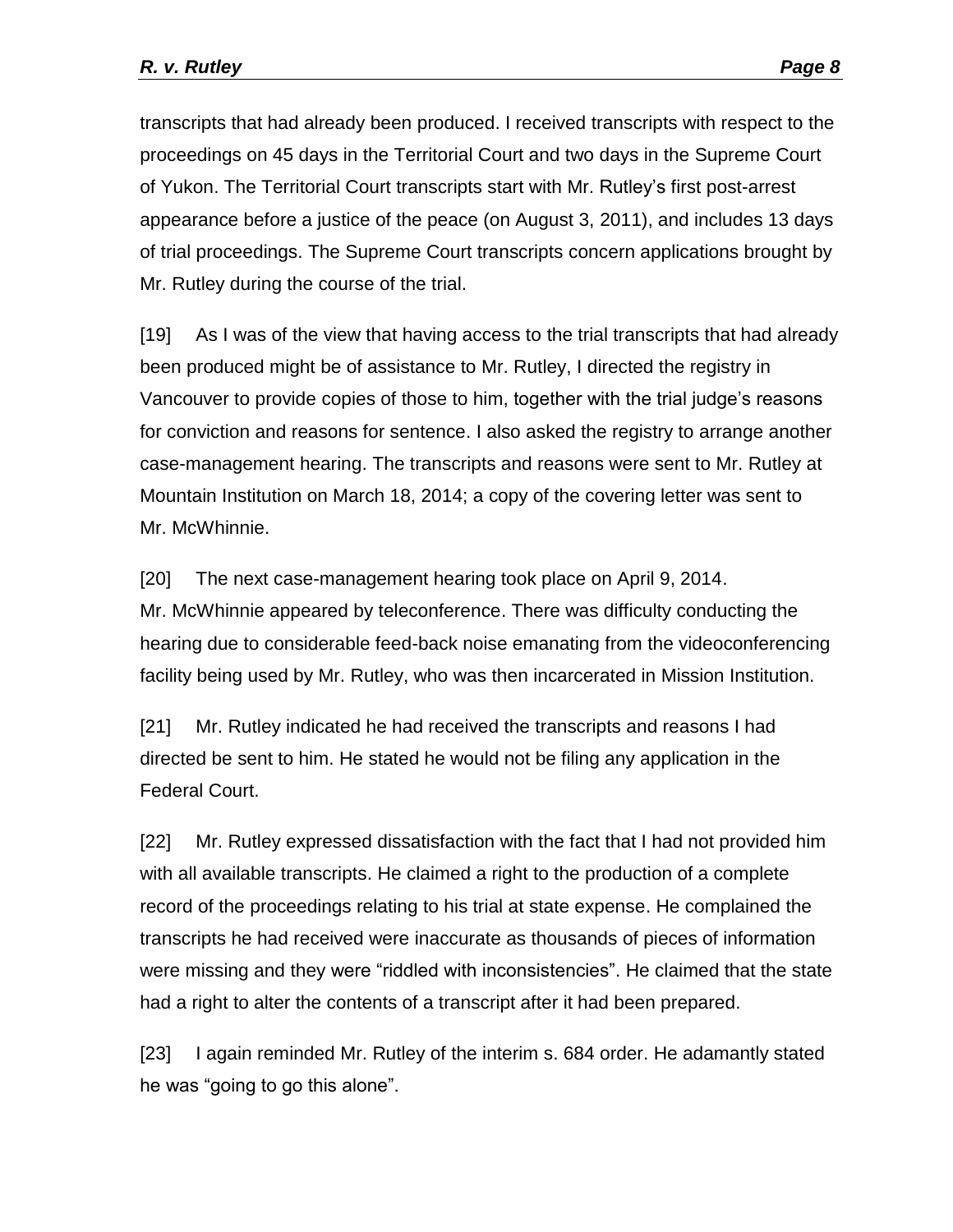transcripts that had already been produced. I received transcripts with respect to the proceedings on 45 days in the Territorial Court and two days in the Supreme Court of Yukon. The Territorial Court transcripts start with Mr. Rutley's first post-arrest appearance before a justice of the peace (on August 3, 2011), and includes 13 days of trial proceedings. The Supreme Court transcripts concern applications brought by Mr. Rutley during the course of the trial.

[19] As I was of the view that having access to the trial transcripts that had already been produced might be of assistance to Mr. Rutley, I directed the registry in Vancouver to provide copies of those to him, together with the trial judge's reasons for conviction and reasons for sentence. I also asked the registry to arrange another case-management hearing. The transcripts and reasons were sent to Mr. Rutley at Mountain Institution on March 18, 2014; a copy of the covering letter was sent to Mr. McWhinnie.

[20] The next case-management hearing took place on April 9, 2014. Mr. McWhinnie appeared by teleconference. There was difficulty conducting the hearing due to considerable feed-back noise emanating from the videoconferencing facility being used by Mr. Rutley, who was then incarcerated in Mission Institution.

[21] Mr. Rutley indicated he had received the transcripts and reasons I had directed be sent to him. He stated he would not be filing any application in the Federal Court.

[22] Mr. Rutley expressed dissatisfaction with the fact that I had not provided him with all available transcripts. He claimed a right to the production of a complete record of the proceedings relating to his trial at state expense. He complained the transcripts he had received were inaccurate as thousands of pieces of information were missing and they were "riddled with inconsistencies". He claimed that the state had a right to alter the contents of a transcript after it had been prepared.

[23] I again reminded Mr. Rutley of the interim s. 684 order. He adamantly stated he was "going to go this alone".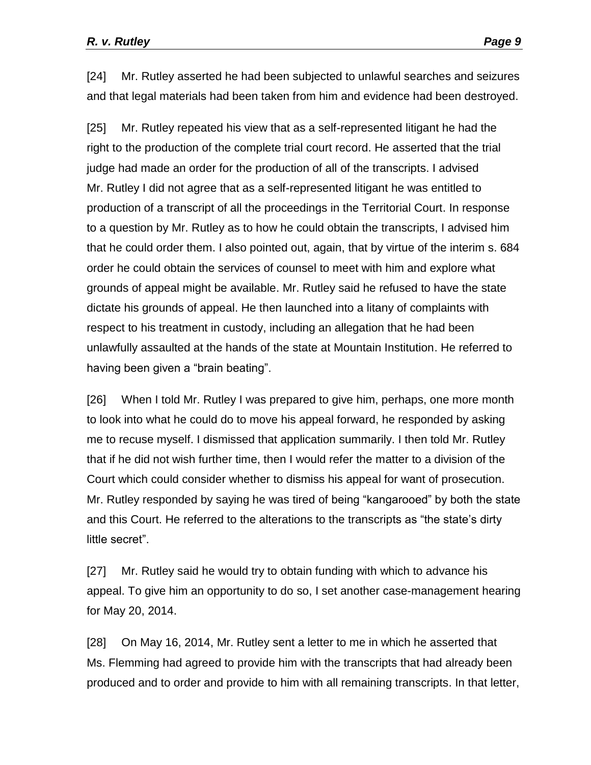[24] Mr. Rutley asserted he had been subjected to unlawful searches and seizures and that legal materials had been taken from him and evidence had been destroyed.

[25] Mr. Rutley repeated his view that as a self-represented litigant he had the right to the production of the complete trial court record. He asserted that the trial judge had made an order for the production of all of the transcripts. I advised Mr. Rutley I did not agree that as a self-represented litigant he was entitled to production of a transcript of all the proceedings in the Territorial Court. In response to a question by Mr. Rutley as to how he could obtain the transcripts, I advised him that he could order them. I also pointed out, again, that by virtue of the interim s. 684 order he could obtain the services of counsel to meet with him and explore what grounds of appeal might be available. Mr. Rutley said he refused to have the state dictate his grounds of appeal. He then launched into a litany of complaints with respect to his treatment in custody, including an allegation that he had been unlawfully assaulted at the hands of the state at Mountain Institution. He referred to having been given a "brain beating".

[26] When I told Mr. Rutley I was prepared to give him, perhaps, one more month to look into what he could do to move his appeal forward, he responded by asking me to recuse myself. I dismissed that application summarily. I then told Mr. Rutley that if he did not wish further time, then I would refer the matter to a division of the Court which could consider whether to dismiss his appeal for want of prosecution. Mr. Rutley responded by saying he was tired of being "kangarooed" by both the state and this Court. He referred to the alterations to the transcripts as "the state's dirty little secret".

[27] Mr. Rutley said he would try to obtain funding with which to advance his appeal. To give him an opportunity to do so, I set another case-management hearing for May 20, 2014.

[28] On May 16, 2014, Mr. Rutley sent a letter to me in which he asserted that Ms. Flemming had agreed to provide him with the transcripts that had already been produced and to order and provide to him with all remaining transcripts. In that letter,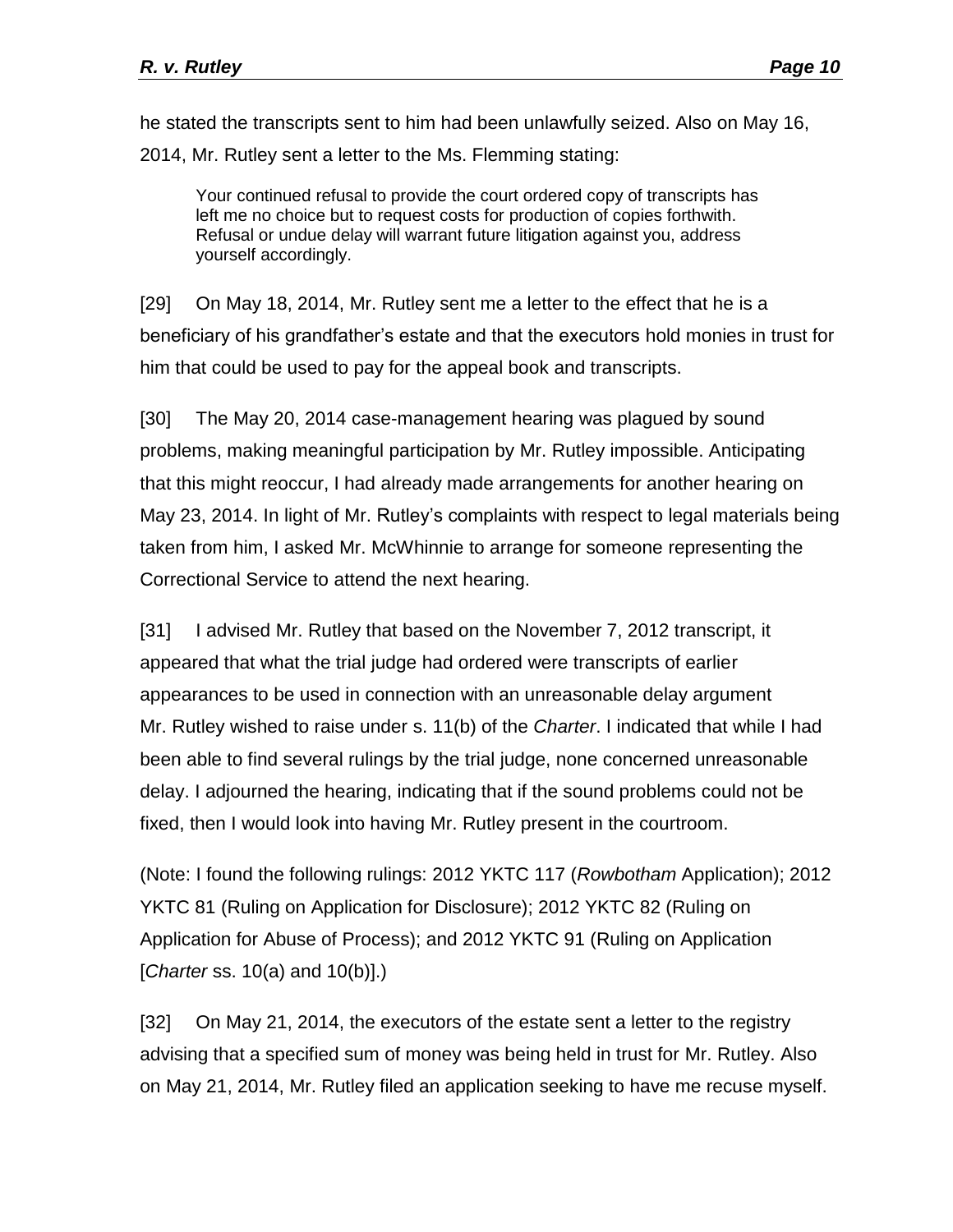he stated the transcripts sent to him had been unlawfully seized. Also on May 16, 2014, Mr. Rutley sent a letter to the Ms. Flemming stating:

> Your continued refusal to provide the court ordered copy of transcripts has left me no choice but to request costs for production of copies forthwith. Refusal or undue delay will warrant future litigation against you, address yourself accordingly.

[29] On May 18, 2014, Mr. Rutley sent me a letter to the effect that he is a beneficiary of his grandfather's estate and that the executors hold monies in trust for him that could be used to pay for the appeal book and transcripts.

[30] The May 20, 2014 case-management hearing was plagued by sound problems, making meaningful participation by Mr. Rutley impossible. Anticipating that this might reoccur, I had already made arrangements for another hearing on May 23, 2014. In light of Mr. Rutley's complaints with respect to legal materials being taken from him, I asked Mr. McWhinnie to arrange for someone representing the Correctional Service to attend the next hearing.

[31] I advised Mr. Rutley that based on the November 7, 2012 transcript, it appeared that what the trial judge had ordered were transcripts of earlier appearances to be used in connection with an unreasonable delay argument Mr. Rutley wished to raise under s. 11(b) of the *Charter*. I indicated that while I had been able to find several rulings by the trial judge, none concerned unreasonable delay. I adjourned the hearing, indicating that if the sound problems could not be fixed, then I would look into having Mr. Rutley present in the courtroom.

(Note: I found the following rulings: 2012 YKTC 117 (*Rowbotham* Application); 2012 YKTC 81 (Ruling on Application for Disclosure); 2012 YKTC 82 (Ruling on Application for Abuse of Process); and 2012 YKTC 91 (Ruling on Application [*Charter* ss. 10(a) and 10(b)].)

[32] On May 21, 2014, the executors of the estate sent a letter to the registry advising that a specified sum of money was being held in trust for Mr. Rutley. Also on May 21, 2014, Mr. Rutley filed an application seeking to have me recuse myself.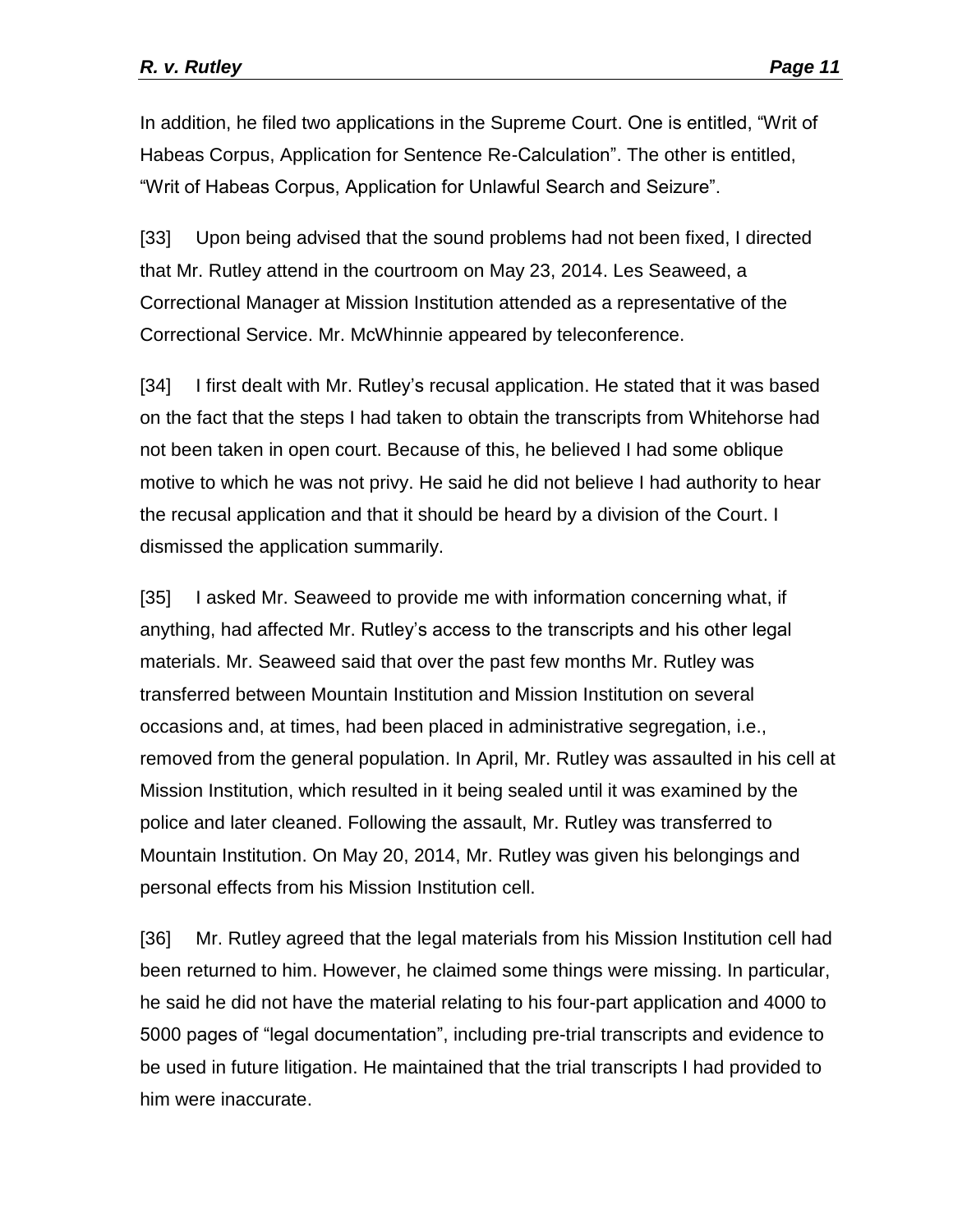In addition, he filed two applications in the Supreme Court. One is entitled, "Writ of Habeas Corpus, Application for Sentence Re-Calculation". The other is entitled, "Writ of Habeas Corpus, Application for Unlawful Search and Seizure".

[33] Upon being advised that the sound problems had not been fixed, I directed that Mr. Rutley attend in the courtroom on May 23, 2014. Les Seaweed, a Correctional Manager at Mission Institution attended as a representative of the Correctional Service. Mr. McWhinnie appeared by teleconference.

[34] I first dealt with Mr. Rutley's recusal application. He stated that it was based on the fact that the steps I had taken to obtain the transcripts from Whitehorse had not been taken in open court. Because of this, he believed I had some oblique motive to which he was not privy. He said he did not believe I had authority to hear the recusal application and that it should be heard by a division of the Court. I dismissed the application summarily.

[35] I asked Mr. Seaweed to provide me with information concerning what, if anything, had affected Mr. Rutley's access to the transcripts and his other legal materials. Mr. Seaweed said that over the past few months Mr. Rutley was transferred between Mountain Institution and Mission Institution on several occasions and, at times, had been placed in administrative segregation, i.e., removed from the general population. In April, Mr. Rutley was assaulted in his cell at Mission Institution, which resulted in it being sealed until it was examined by the police and later cleaned. Following the assault, Mr. Rutley was transferred to Mountain Institution. On May 20, 2014, Mr. Rutley was given his belongings and personal effects from his Mission Institution cell.

[36] Mr. Rutley agreed that the legal materials from his Mission Institution cell had been returned to him. However, he claimed some things were missing. In particular, he said he did not have the material relating to his four-part application and 4000 to 5000 pages of "legal documentation", including pre-trial transcripts and evidence to be used in future litigation. He maintained that the trial transcripts I had provided to him were inaccurate.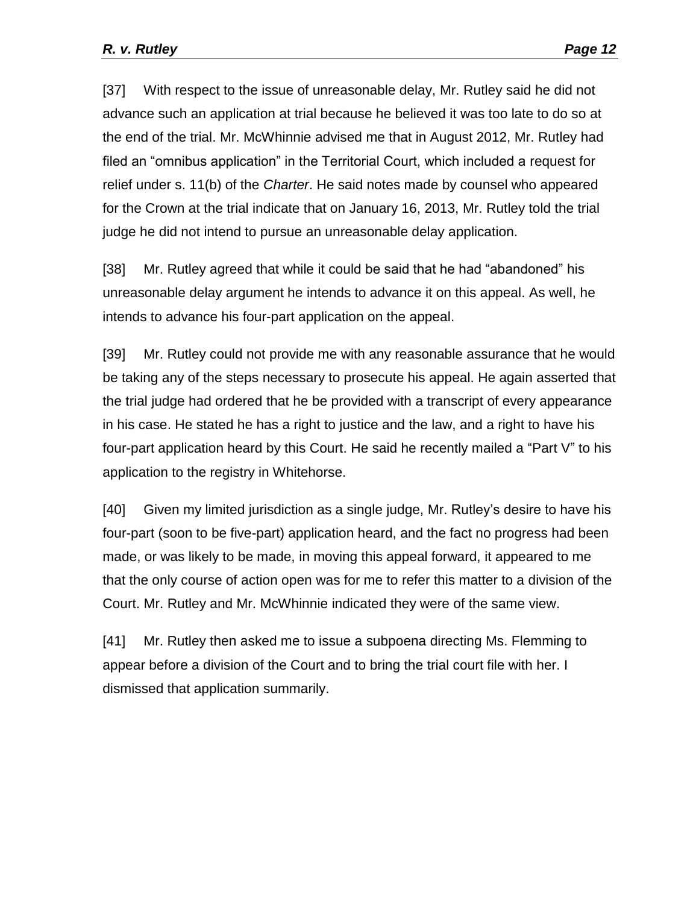[37] With respect to the issue of unreasonable delay, Mr. Rutley said he did not advance such an application at trial because he believed it was too late to do so at the end of the trial. Mr. McWhinnie advised me that in August 2012, Mr. Rutley had filed an "omnibus application" in the Territorial Court, which included a request for relief under s. 11(b) of the *Charter*. He said notes made by counsel who appeared for the Crown at the trial indicate that on January 16, 2013, Mr. Rutley told the trial judge he did not intend to pursue an unreasonable delay application.

[38] Mr. Rutley agreed that while it could be said that he had "abandoned" his unreasonable delay argument he intends to advance it on this appeal. As well, he intends to advance his four-part application on the appeal.

[39] Mr. Rutley could not provide me with any reasonable assurance that he would be taking any of the steps necessary to prosecute his appeal. He again asserted that the trial judge had ordered that he be provided with a transcript of every appearance in his case. He stated he has a right to justice and the law, and a right to have his four-part application heard by this Court. He said he recently mailed a "Part V" to his application to the registry in Whitehorse.

[40] Given my limited jurisdiction as a single judge, Mr. Rutley's desire to have his four-part (soon to be five-part) application heard, and the fact no progress had been made, or was likely to be made, in moving this appeal forward, it appeared to me that the only course of action open was for me to refer this matter to a division of the Court. Mr. Rutley and Mr. McWhinnie indicated they were of the same view.

[41] Mr. Rutley then asked me to issue a subpoena directing Ms. Flemming to appear before a division of the Court and to bring the trial court file with her. I dismissed that application summarily.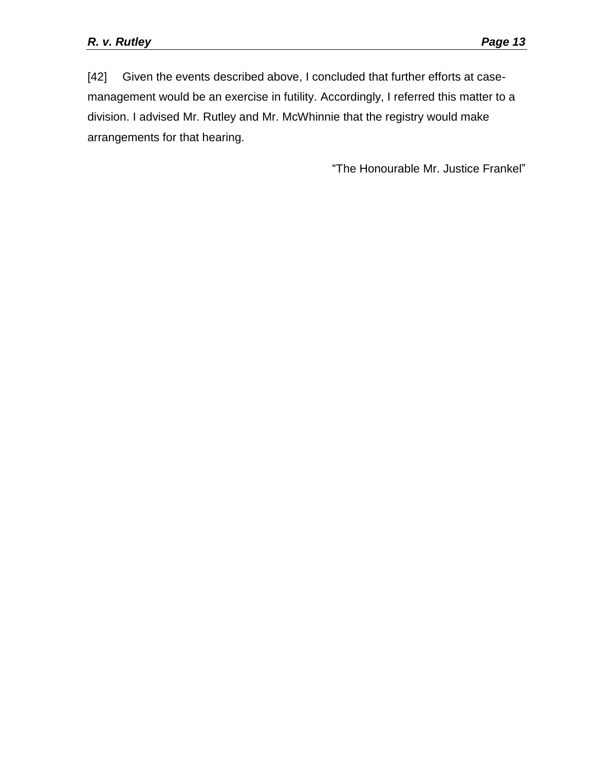[42] Given the events described above, I concluded that further efforts at case-management would be an exercise in futility. Accordingly, I referred this matter to a division. I advised Mr. Rutley and Mr. McWhinnie that the registry would make arrangements for that hearing.

“The Honourable Mr. Justice Frankel”